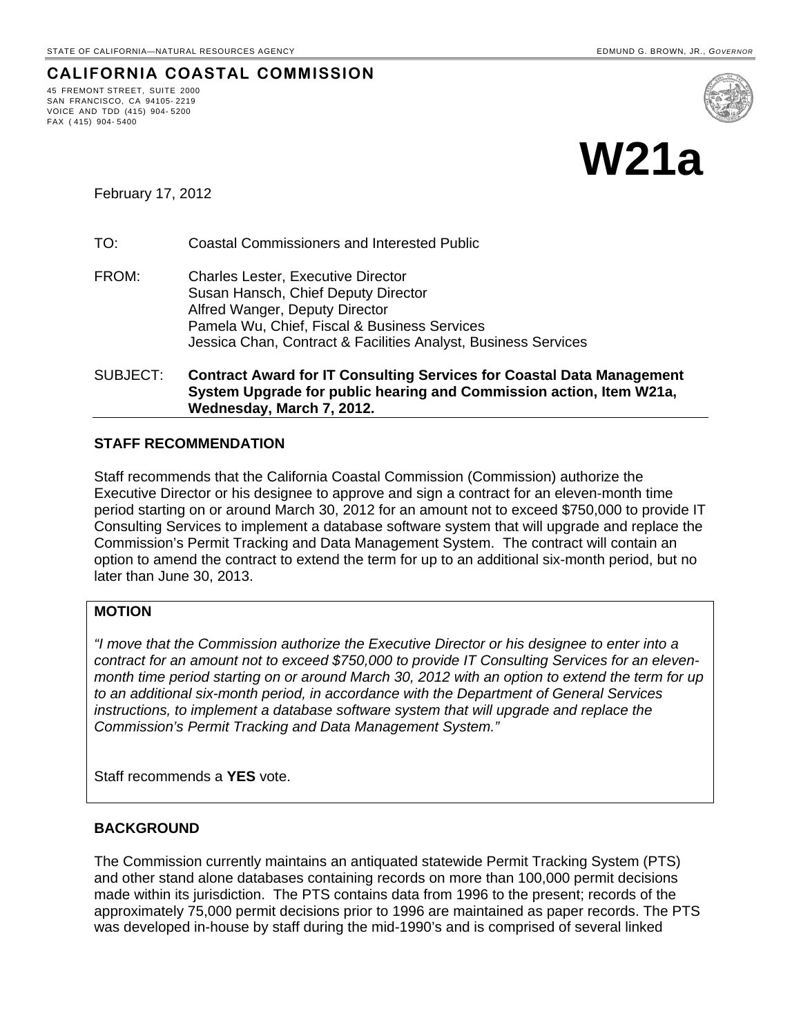STATE OF CALIFORNIA—NATURAL RESOURCES AGENCY EDMUND G. BROWN, JR., *GOVERNOR*

**CALIFORNIA COASTAL COMMISSION**

45 FREMONT STREET, SUITE 2000
SAN FRANCISCO, CA 94105-2219
VOICE AND TDD (415) 904-5200
FAX (415) 904-5400

# W21a

February 17, 2012

TO: Coastal Commissioners and Interested Public

FROM: Charles Lester, Executive Director
Susan Hansch, Chief Deputy Director
Alfred Wanger, Deputy Director
Pamela Wu, Chief, Fiscal & Business Services
Jessica Chan, Contract & Facilities Analyst, Business Services

SUBJECT: **Contract Award for IT Consulting Services for Coastal Data Management System Upgrade for public hearing and Commission action, Item W21a, Wednesday, March 7, 2012.**

## STAFF RECOMMENDATION

Staff recommends that the California Coastal Commission (Commission) authorize the Executive Director or his designee to approve and sign a contract for an eleven-month time period starting on or around March 30, 2012 for an amount not to exceed $750,000 to provide IT Consulting Services to implement a database software system that will upgrade and replace the Commission's Permit Tracking and Data Management System. The contract will contain an option to amend the contract to extend the term for up to an additional six-month period, but no later than June 30, 2013.

**MOTION**

*"I move that the Commission authorize the Executive Director or his designee to enter into a contract for an amount not to exceed $750,000 to provide IT Consulting Services for an eleven-month time period starting on or around March 30, 2012 with an option to extend the term for up to an additional six-month period, in accordance with the Department of General Services instructions, to implement a database software system that will upgrade and replace the Commission's Permit Tracking and Data Management System."*

Staff recommends a **YES** vote.

## BACKGROUND

The Commission currently maintains an antiquated statewide Permit Tracking System (PTS) and other stand alone databases containing records on more than 100,000 permit decisions made within its jurisdiction. The PTS contains data from 1996 to the present; records of the approximately 75,000 permit decisions prior to 1996 are maintained as paper records. The PTS was developed in-house by staff during the mid-1990's and is comprised of several linked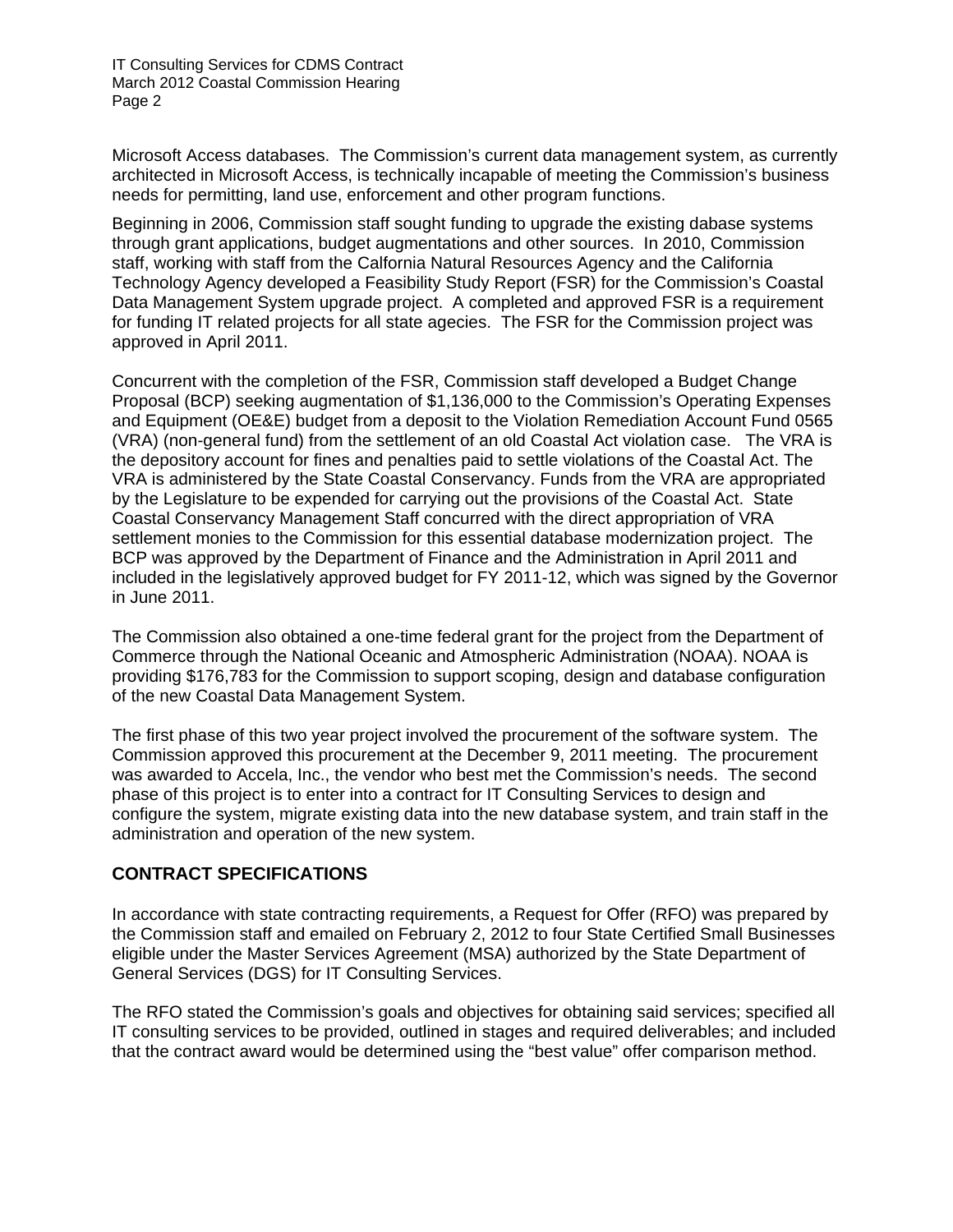Microsoft Access databases. The Commission's current data management system, as currently architected in Microsoft Access, is technically incapable of meeting the Commission's business needs for permitting, land use, enforcement and other program functions.

Beginning in 2006, Commission staff sought funding to upgrade the existing dabase systems through grant applications, budget augmentations and other sources. In 2010, Commission staff, working with staff from the Calfornia Natural Resources Agency and the California Technology Agency developed a Feasibility Study Report (FSR) for the Commission's Coastal Data Management System upgrade project. A completed and approved FSR is a requirement for funding IT related projects for all state agecies. The FSR for the Commission project was approved in April 2011.

Concurrent with the completion of the FSR, Commission staff developed a Budget Change Proposal (BCP) seeking augmentation of $1,136,000 to the Commission's Operating Expenses and Equipment (OE&E) budget from a deposit to the Violation Remediation Account Fund 0565 (VRA) (non-general fund) from the settlement of an old Coastal Act violation case. The VRA is the depository account for fines and penalties paid to settle violations of the Coastal Act. The VRA is administered by the State Coastal Conservancy. Funds from the VRA are appropriated by the Legislature to be expended for carrying out the provisions of the Coastal Act. State Coastal Conservancy Management Staff concurred with the direct appropriation of VRA settlement monies to the Commission for this essential database modernization project. The BCP was approved by the Department of Finance and the Administration in April 2011 and included in the legislatively approved budget for FY 2011-12, which was signed by the Governor in June 2011.

The Commission also obtained a one-time federal grant for the project from the Department of Commerce through the National Oceanic and Atmospheric Administration (NOAA). NOAA is providing $176,783 for the Commission to support scoping, design and database configuration of the new Coastal Data Management System.

The first phase of this two year project involved the procurement of the software system. The Commission approved this procurement at the December 9, 2011 meeting. The procurement was awarded to Accela, Inc., the vendor who best met the Commission's needs. The second phase of this project is to enter into a contract for IT Consulting Services to design and configure the system, migrate existing data into the new database system, and train staff in the administration and operation of the new system.

## CONTRACT SPECIFICATIONS

In accordance with state contracting requirements, a Request for Offer (RFO) was prepared by the Commission staff and emailed on February 2, 2012 to four State Certified Small Businesses eligible under the Master Services Agreement (MSA) authorized by the State Department of General Services (DGS) for IT Consulting Services.

The RFO stated the Commission's goals and objectives for obtaining said services; specified all IT consulting services to be provided, outlined in stages and required deliverables; and included that the contract award would be determined using the "best value" offer comparison method.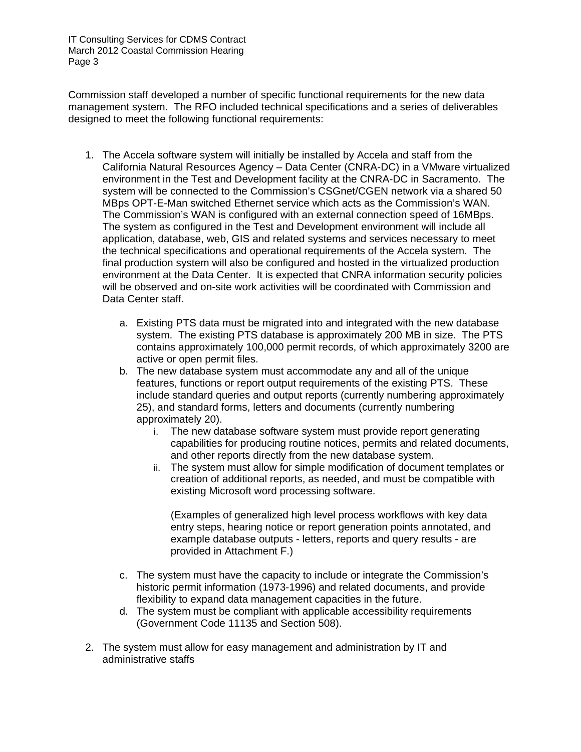Commission staff developed a number of specific functional requirements for the new data management system. The RFO included technical specifications and a series of deliverables designed to meet the following functional requirements:

1. The Accela software system will initially be installed by Accela and staff from the California Natural Resources Agency – Data Center (CNRA-DC) in a VMware virtualized environment in the Test and Development facility at the CNRA-DC in Sacramento. The system will be connected to the Commission's CSGnet/CGEN network via a shared 50 MBps OPT-E-Man switched Ethernet service which acts as the Commission's WAN. The Commission's WAN is configured with an external connection speed of 16MBps. The system as configured in the Test and Development environment will include all application, database, web, GIS and related systems and services necessary to meet the technical specifications and operational requirements of the Accela system. The final production system will also be configured and hosted in the virtualized production environment at the Data Center. It is expected that CNRA information security policies will be observed and on-site work activities will be coordinated with Commission and Data Center staff.

    a. Existing PTS data must be migrated into and integrated with the new database system. The existing PTS database is approximately 200 MB in size. The PTS contains approximately 100,000 permit records, of which approximately 3200 are active or open permit files.

    b. The new database system must accommodate any and all of the unique features, functions or report output requirements of the existing PTS. These include standard queries and output reports (currently numbering approximately 25), and standard forms, letters and documents (currently numbering approximately 20).

        i. The new database software system must provide report generating capabilities for producing routine notices, permits and related documents, and other reports directly from the new database system.

        ii. The system must allow for simple modification of document templates or creation of additional reports, as needed, and must be compatible with existing Microsoft word processing software.

            (Examples of generalized high level process workflows with key data entry steps, hearing notice or report generation points annotated, and example database outputs - letters, reports and query results - are provided in Attachment F.)

    c. The system must have the capacity to include or integrate the Commission's historic permit information (1973-1996) and related documents, and provide flexibility to expand data management capacities in the future.

    d. The system must be compliant with applicable accessibility requirements (Government Code 11135 and Section 508).

2. The system must allow for easy management and administration by IT and administrative staffs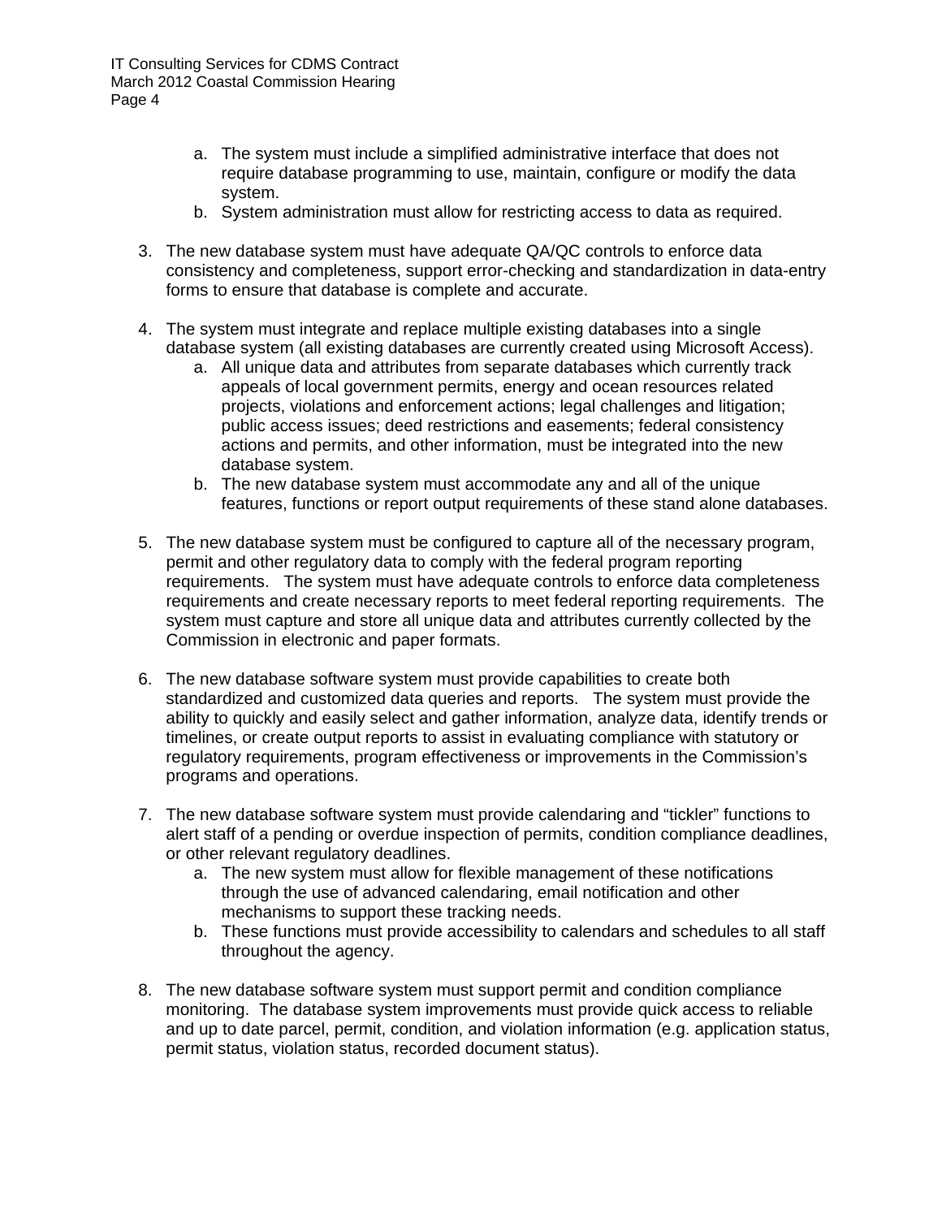a. The system must include a simplified administrative interface that does not require database programming to use, maintain, configure or modify the data system.
   b. System administration must allow for restricting access to data as required.

3. The new database system must have adequate QA/QC controls to enforce data consistency and completeness, support error-checking and standardization in data-entry forms to ensure that database is complete and accurate.

4. The system must integrate and replace multiple existing databases into a single database system (all existing databases are currently created using Microsoft Access).
   a. All unique data and attributes from separate databases which currently track appeals of local government permits, energy and ocean resources related projects, violations and enforcement actions; legal challenges and litigation; public access issues; deed restrictions and easements; federal consistency actions and permits, and other information, must be integrated into the new database system.
   b. The new database system must accommodate any and all of the unique features, functions or report output requirements of these stand alone databases.

5. The new database system must be configured to capture all of the necessary program, permit and other regulatory data to comply with the federal program reporting requirements. The system must have adequate controls to enforce data completeness requirements and create necessary reports to meet federal reporting requirements. The system must capture and store all unique data and attributes currently collected by the Commission in electronic and paper formats.

6. The new database software system must provide capabilities to create both standardized and customized data queries and reports. The system must provide the ability to quickly and easily select and gather information, analyze data, identify trends or timelines, or create output reports to assist in evaluating compliance with statutory or regulatory requirements, program effectiveness or improvements in the Commission's programs and operations.

7. The new database software system must provide calendaring and "tickler" functions to alert staff of a pending or overdue inspection of permits, condition compliance deadlines, or other relevant regulatory deadlines.
   a. The new system must allow for flexible management of these notifications through the use of advanced calendaring, email notification and other mechanisms to support these tracking needs.
   b. These functions must provide accessibility to calendars and schedules to all staff throughout the agency.

8. The new database software system must support permit and condition compliance monitoring. The database system improvements must provide quick access to reliable and up to date parcel, permit, condition, and violation information (e.g. application status, permit status, violation status, recorded document status).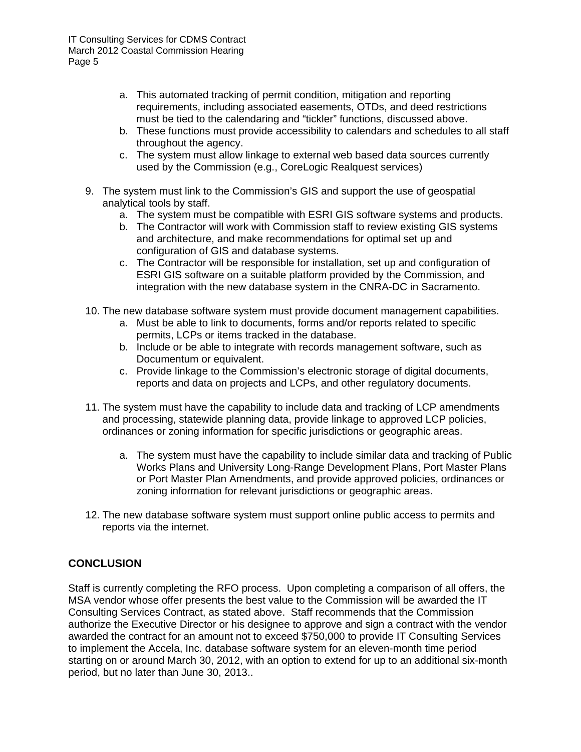a. This automated tracking of permit condition, mitigation and reporting requirements, including associated easements, OTDs, and deed restrictions must be tied to the calendaring and "tickler" functions, discussed above.
   b. These functions must provide accessibility to calendars and schedules to all staff throughout the agency.
   c. The system must allow linkage to external web based data sources currently used by the Commission (e.g., CoreLogic Realquest services)

9. The system must link to the Commission's GIS and support the use of geospatial analytical tools by staff.
   a. The system must be compatible with ESRI GIS software systems and products.
   b. The Contractor will work with Commission staff to review existing GIS systems and architecture, and make recommendations for optimal set up and configuration of GIS and database systems.
   c. The Contractor will be responsible for installation, set up and configuration of ESRI GIS software on a suitable platform provided by the Commission, and integration with the new database system in the CNRA-DC in Sacramento.

10. The new database software system must provide document management capabilities.
    a. Must be able to link to documents, forms and/or reports related to specific permits, LCPs or items tracked in the database.
    b. Include or be able to integrate with records management software, such as Documentum or equivalent.
    c. Provide linkage to the Commission's electronic storage of digital documents, reports and data on projects and LCPs, and other regulatory documents.

11. The system must have the capability to include data and tracking of LCP amendments and processing, statewide planning data, provide linkage to approved LCP policies, ordinances or zoning information for specific jurisdictions or geographic areas.

    a. The system must have the capability to include similar data and tracking of Public Works Plans and University Long-Range Development Plans, Port Master Plans or Port Master Plan Amendments, and provide approved policies, ordinances or zoning information for relevant jurisdictions or geographic areas.

12. The new database software system must support online public access to permits and reports via the internet.

## CONCLUSION

Staff is currently completing the RFO process. Upon completing a comparison of all offers, the MSA vendor whose offer presents the best value to the Commission will be awarded the IT Consulting Services Contract, as stated above. Staff recommends that the Commission authorize the Executive Director or his designee to approve and sign a contract with the vendor awarded the contract for an amount not to exceed $750,000 to provide IT Consulting Services to implement the Accela, Inc. database software system for an eleven-month time period starting on or around March 30, 2012, with an option to extend for up to an additional six-month period, but no later than June 30, 2013..